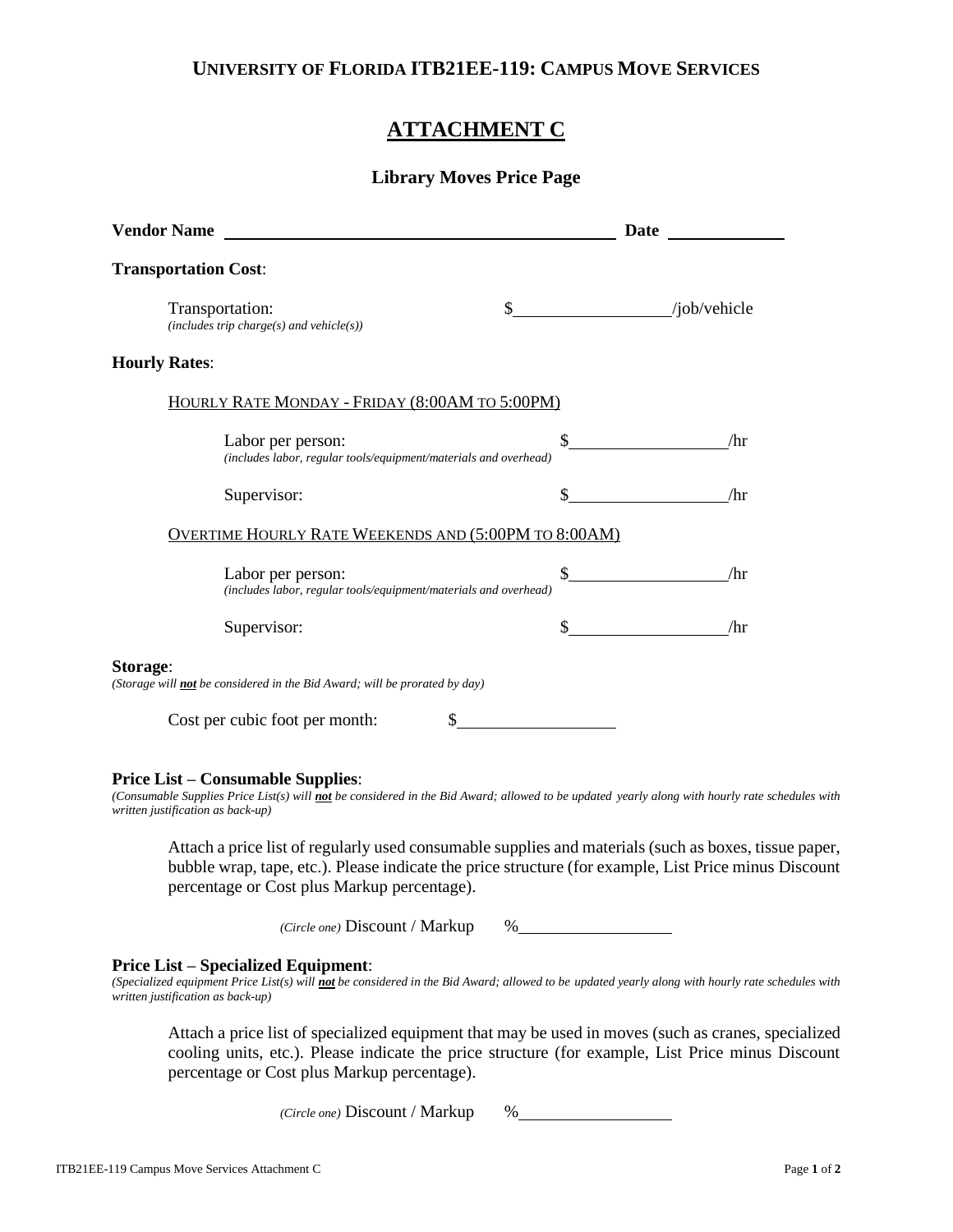**UNIVERSITY OF FLORIDA ITB21EE-119: CAMPUS MOVE SERVICES**

# ATTACHMENT C

## Library Moves Price Page

**Vendor Name** ______________________________ **Date** ____________

**Transportation Cost**:

Transportation: $_______________/job/vehicle
*(includes trip charge(s) and vehicle(s))*

**Hourly Rates**:

HOURLY RATE MONDAY - FRIDAY (8:00AM TO 5:00PM)

Labor per person: $_______________/hr
*(includes labor, regular tools/equipment/materials and overhead)*

Supervisor: $_______________/hr

OVERTIME HOURLY RATE WEEKENDS AND (5:00PM TO 8:00AM)

Labor per person: $_______________/hr
*(includes labor, regular tools/equipment/materials and overhead)*

Supervisor: $_______________/hr

**Storage**:
*(Storage will **not** be considered in the Bid Award; will be prorated by day)*

Cost per cubic foot per month: $_______________

**Price List – Consumable Supplies**:
*(Consumable Supplies Price List(s) will **not** be considered in the Bid Award; allowed to be updated yearly along with hourly rate schedules with written justification as back-up)*

Attach a price list of regularly used consumable supplies and materials (such as boxes, tissue paper, bubble wrap, tape, etc.). Please indicate the price structure (for example, List Price minus Discount percentage or Cost plus Markup percentage).

*(Circle one)* Discount / Markup %_______________

**Price List – Specialized Equipment**:
*(Specialized equipment Price List(s) will **not** be considered in the Bid Award; allowed to be updated yearly along with hourly rate schedules with written justification as back-up)*

Attach a price list of specialized equipment that may be used in moves (such as cranes, specialized cooling units, etc.). Please indicate the price structure (for example, List Price minus Discount percentage or Cost plus Markup percentage).

*(Circle one)* Discount / Markup %_______________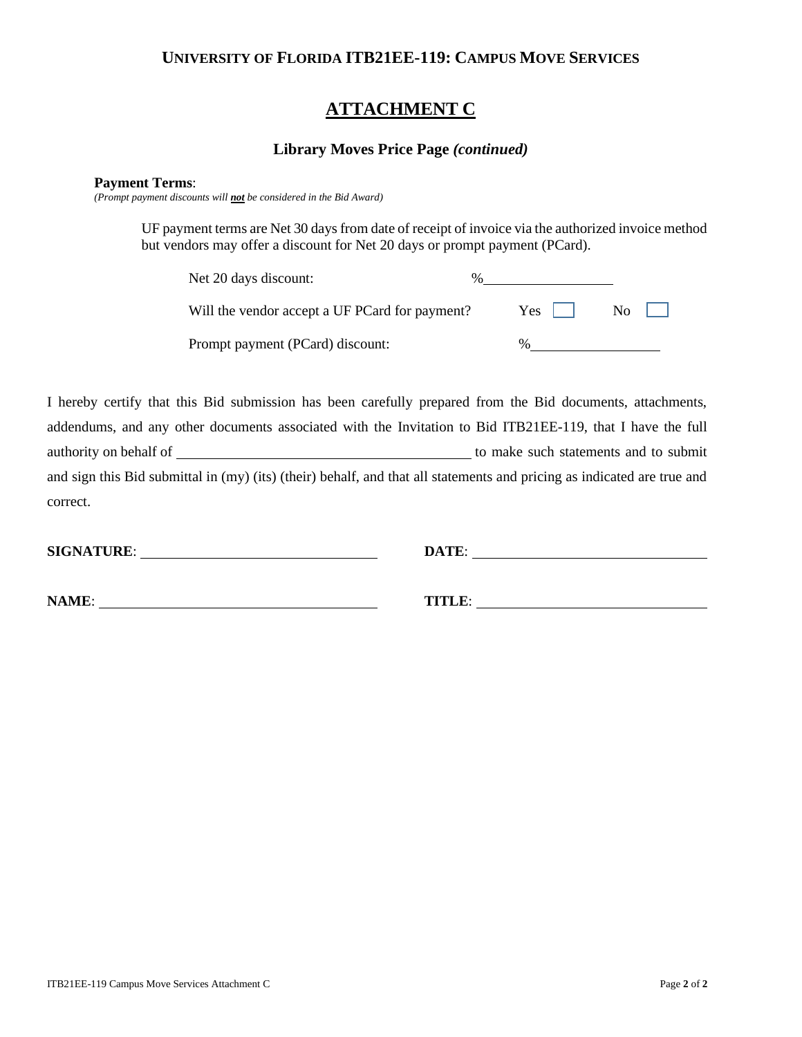**UNIVERSITY OF FLORIDA ITB21EE-119: CAMPUS MOVE SERVICES**

# ATTACHMENT C

## Library Moves Price Page *(continued)*

**Payment Terms**:
*(Prompt payment discounts will* ***not*** *be considered in the Bid Award)*

UF payment terms are Net 30 days from date of receipt of invoice via the authorized invoice method but vendors may offer a discount for Net 20 days or prompt payment (PCard).

Net 20 days discount: %__________________

Will the vendor accept a UF PCard for payment? Yes ☐ No ☐

Prompt payment (PCard) discount: %__________________

I hereby certify that this Bid submission has been carefully prepared from the Bid documents, attachments, addendums, and any other documents associated with the Invitation to Bid ITB21EE-119, that I have the full authority on behalf of ________________________________________ to make such statements and to submit and sign this Bid submittal in (my) (its) (their) behalf, and that all statements and pricing as indicated are true and correct.

**SIGNATURE**: ________________________________ **DATE**: ________________________________

**NAME**: ________________________________ **TITLE**: ________________________________